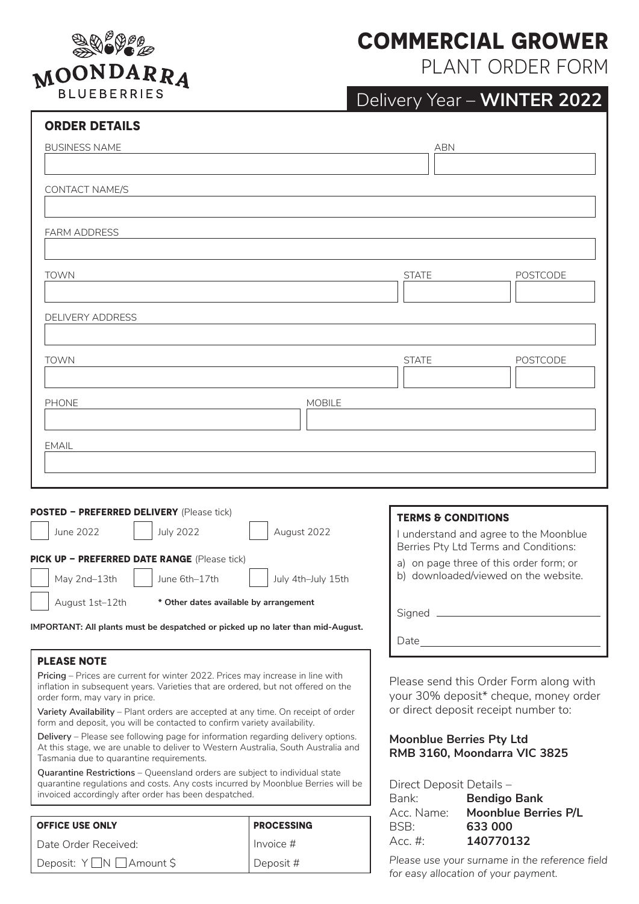MOONDARRA BLUEBERRIES

# COMMERCIAL GROWER

## PLANT ORDER FORM

## Delivery Year – **WINTER 2022**

### ORDER DETAILS

| BUSINESS NAME | ABN |
| --- | --- |
| | |

CONTACT NAME/S

FARM ADDRESS

| TOWN | STATE | POSTCODE |
| --- | --- | --- |
| | | |

DELIVERY ADDRESS

| TOWN | STATE | POSTCODE |
| --- | --- | --- |
| | | |

| PHONE | MOBILE |
| --- | --- |
| | |

EMAIL

**POSTED – PREFERRED DELIVERY** (Please tick)

- ☐ June 2022
- ☐ July 2022
- ☐ August 2022

**PICK UP – PREFERRED DATE RANGE** (Please tick)

- ☐ May 2nd–13th
- ☐ June 6th–17th
- ☐ July 4th–July 15th
- ☐ August 1st–12th

**\* Other dates available by arrangement**

**IMPORTANT: All plants must be despatched or picked up no later than mid-August.**

### PLEASE NOTE

**Pricing** – Prices are current for winter 2022. Prices may increase in line with inflation in subsequent years. Varieties that are ordered, but not offered on the order form, may vary in price.

**Variety Availability** – Plant orders are accepted at any time. On receipt of order form and deposit, you will be contacted to confirm variety availability.

**Delivery** – Please see following page for information regarding delivery options. At this stage, we are unable to deliver to Western Australia, South Australia and Tasmania due to quarantine requirements.

**Quarantine Restrictions** – Queensland orders are subject to individual state quarantine regulations and costs. Any costs incurred by Moonblue Berries will be invoiced accordingly after order has been despatched.

| OFFICE USE ONLY | PROCESSING |
| --- | --- |
| Date Order Received: | Invoice # |
| Deposit: Y ☐N ☐Amount $ | Deposit # |

### TERMS & CONDITIONS

I understand and agree to the Moonblue Berries Pty Ltd Terms and Conditions:

a) on page three of this order form; or
b) downloaded/viewed on the website.

Signed ______________________

Date ______________________

Please send this Order Form along with your 30% deposit* cheque, money order or direct deposit receipt number to:

**Moonblue Berries Pty Ltd**
**RMB 3160, Moondarra VIC 3825**

Direct Deposit Details –

| | |
| --- | --- |
| Bank: | **Bendigo Bank** |
| Acc. Name: | **Moonblue Berries P/L** |
| BSB: | **633 000** |
| Acc. #: | **140770132** |

*Please use your surname in the reference field for easy allocation of your payment.*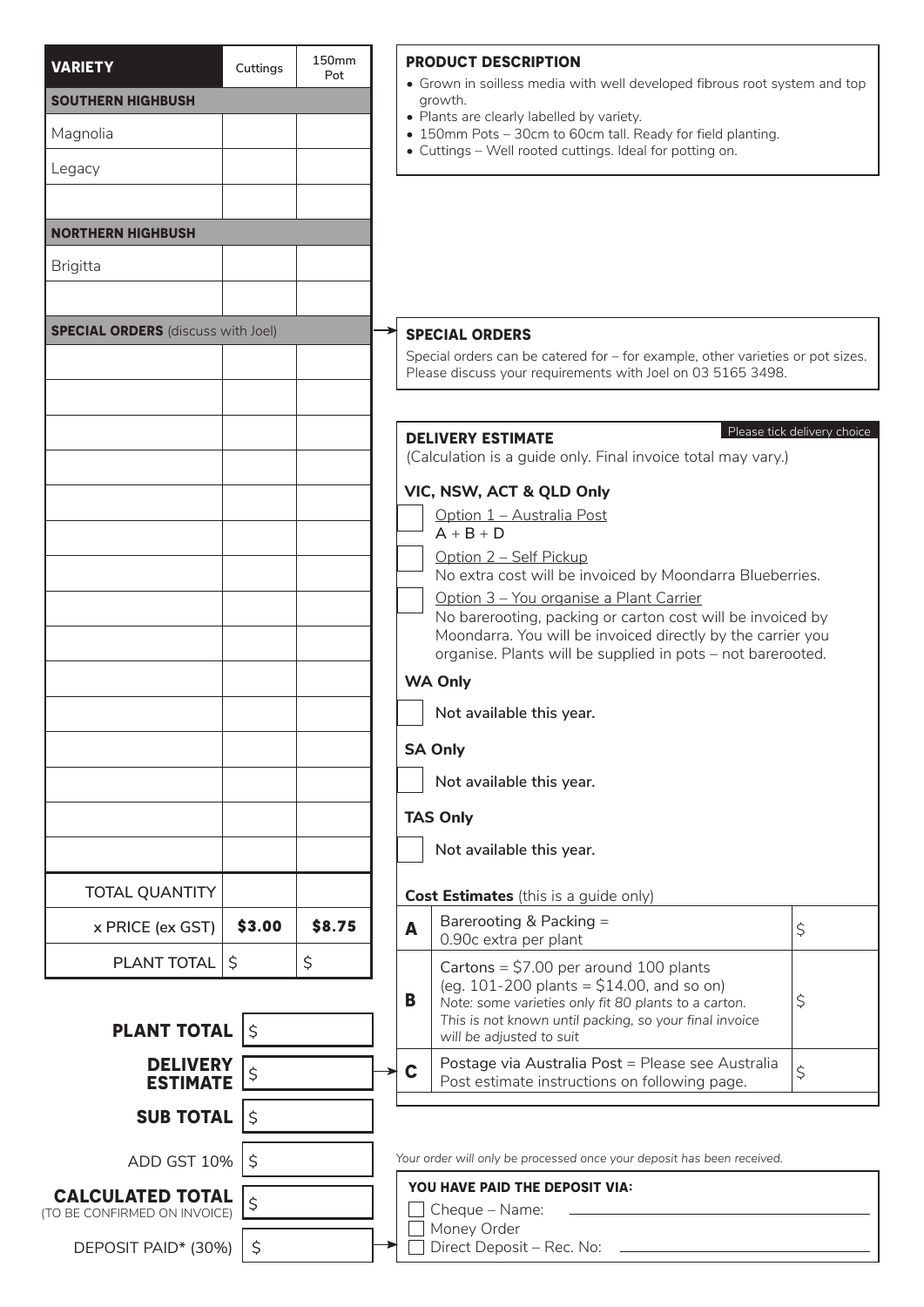| VARIETY | Cuttings | 150mm Pot |
|---|---|---|
| **SOUTHERN HIGHBUSH** | | |
| Magnolia | | |
| Legacy | | |
| | | |
| **NORTHERN HIGHBUSH** | | |
| Brigitta | | |
| | | |
| **SPECIAL ORDERS** (discuss with Joel) | | |
| | | |
| | | |
| | | |
| | | |
| | | |
| | | |
| | | |
| | | |
| | | |
| | | |
| | | |
| | | |
| | | |
| | | |
| | | |
| TOTAL QUANTITY | | |
| x PRICE (ex GST) | **$3.00** | **$8.75** |
| PLANT TOTAL | $ | $ |

| | |
|---|---|
| **PLANT TOTAL** | $ |
| **DELIVERY ESTIMATE** | $ |
| **SUB TOTAL** | $ |
| ADD GST 10% | $ |
| **CALCULATED TOTAL** (TO BE CONFIRMED ON INVOICE) | $ |
| DEPOSIT PAID* (30%) | $ |

### PRODUCT DESCRIPTION

- Grown in soilless media with well developed fibrous root system and top growth.
- Plants are clearly labelled by variety.
- 150mm Pots – 30cm to 60cm tall. Ready for field planting.
- Cuttings – Well rooted cuttings. Ideal for potting on.

### SPECIAL ORDERS

Special orders can be catered for – for example, other varieties or pot sizes. Please discuss your requirements with Joel on 03 5165 3498.

### DELIVERY ESTIMATE

Please tick delivery choice

(Calculation is a guide only. Final invoice total may vary.)

**VIC, NSW, ACT & QLD Only**

- [ ] Option 1 – Australia Post
  A + B + D
- [ ] Option 2 – Self Pickup
  No extra cost will be invoiced by Moondarra Blueberries.
- [ ] Option 3 – You organise a Plant Carrier
  No barerooting, packing or carton cost will be invoiced by Moondarra. You will be invoiced directly by the carrier you organise. Plants will be supplied in pots – not barerooted.

**WA Only**

- [ ] Not available this year.

**SA Only**

- [ ] Not available this year.

**TAS Only**

- [ ] Not available this year.

**Cost Estimates** (this is a guide only)

| | | |
|---|---|---|
| **A** | Barerooting & Packing = 0.90c extra per plant | $ |
| **B** | Cartons = $7.00 per around 100 plants (eg. 101-200 plants = $14.00, and so on) *Note: some varieties only fit 80 plants to a carton. This is not known until packing, so your final invoice will be adjusted to suit* | $ |
| **C** | Postage via Australia Post = Please see Australia Post estimate instructions on following page. | $ |

*Your order will only be processed once your deposit has been received.*

**YOU HAVE PAID THE DEPOSIT VIA:**

- [ ] Cheque – Name: ______________________
- [ ] Money Order
- [ ] Direct Deposit – Rec. No: ______________________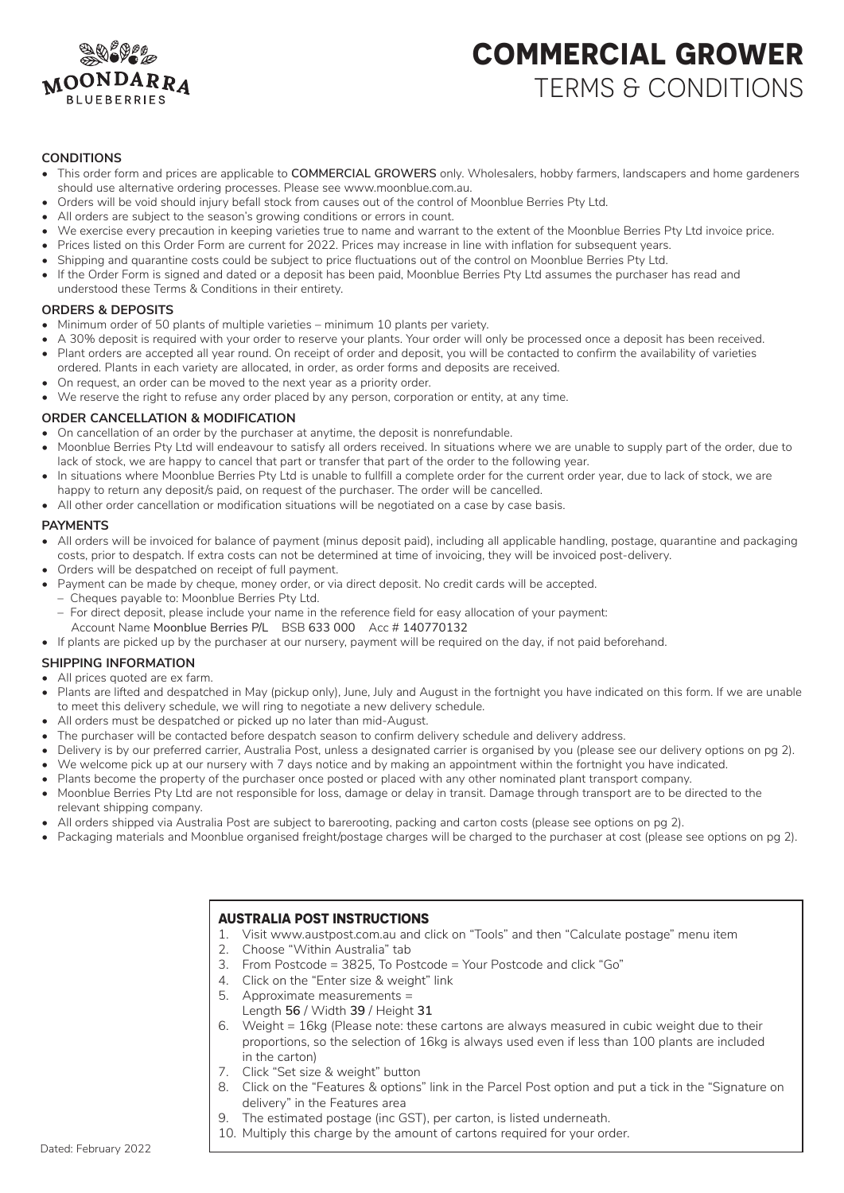# COMMERCIAL GROWER
## TERMS & CONDITIONS

### CONDITIONS

- This order form and prices are applicable to **COMMERCIAL GROWERS** only. Wholesalers, hobby farmers, landscapers and home gardeners should use alternative ordering processes. Please see www.moonblue.com.au.
- Orders will be void should injury befall stock from causes out of the control of Moonblue Berries Pty Ltd.
- All orders are subject to the season's growing conditions or errors in count.
- We exercise every precaution in keeping varieties true to name and warrant to the extent of the Moonblue Berries Pty Ltd invoice price.
- Prices listed on this Order Form are current for 2022. Prices may increase in line with inflation for subsequent years.
- Shipping and quarantine costs could be subject to price fluctuations out of the control on Moonblue Berries Pty Ltd.
- If the Order Form is signed and dated or a deposit has been paid, Moonblue Berries Pty Ltd assumes the purchaser has read and understood these Terms & Conditions in their entirety.

### ORDERS & DEPOSITS

- Minimum order of 50 plants of multiple varieties – minimum 10 plants per variety.
- A 30% deposit is required with your order to reserve your plants. Your order will only be processed once a deposit has been received.
- Plant orders are accepted all year round. On receipt of order and deposit, you will be contacted to confirm the availability of varieties ordered. Plants in each variety are allocated, in order, as order forms and deposits are received.
- On request, an order can be moved to the next year as a priority order.
- We reserve the right to refuse any order placed by any person, corporation or entity, at any time.

### ORDER CANCELLATION & MODIFICATION

- On cancellation of an order by the purchaser at anytime, the deposit is nonrefundable.
- Moonblue Berries Pty Ltd will endeavour to satisfy all orders received. In situations where we are unable to supply part of the order, due to lack of stock, we are happy to cancel that part or transfer that part of the order to the following year.
- In situations where Moonblue Berries Pty Ltd is unable to fullfill a complete order for the current order year, due to lack of stock, we are happy to return any deposit/s paid, on request of the purchaser. The order will be cancelled.
- All other order cancellation or modification situations will be negotiated on a case by case basis.

### PAYMENTS

- All orders will be invoiced for balance of payment (minus deposit paid), including all applicable handling, postage, quarantine and packaging costs, prior to despatch. If extra costs can not be determined at time of invoicing, they will be invoiced post-delivery.
- Orders will be despatched on receipt of full payment.
- Payment can be made by cheque, money order, or via direct deposit. No credit cards will be accepted.
  - Cheques payable to: Moonblue Berries Pty Ltd.
  - For direct deposit, please include your name in the reference field for easy allocation of your payment:
    Account Name Moonblue Berries P/L  BSB 633 000  Acc # 140770132
- If plants are picked up by the purchaser at our nursery, payment will be required on the day, if not paid beforehand.

### SHIPPING INFORMATION

- All prices quoted are ex farm.
- Plants are lifted and despatched in May (pickup only), June, July and August in the fortnight you have indicated on this form. If we are unable to meet this delivery schedule, we will ring to negotiate a new delivery schedule.
- All orders must be despatched or picked up no later than mid-August.
- The purchaser will be contacted before despatch season to confirm delivery schedule and delivery address.
- Delivery is by our preferred carrier, Australia Post, unless a designated carrier is organised by you (please see our delivery options on pg 2).
- We welcome pick up at our nursery with 7 days notice and by making an appointment within the fortnight you have indicated.
- Plants become the property of the purchaser once posted or placed with any other nominated plant transport company.
- Moonblue Berries Pty Ltd are not responsible for loss, damage or delay in transit. Damage through transport are to be directed to the relevant shipping company.
- All orders shipped via Australia Post are subject to barerooting, packing and carton costs (please see options on pg 2).
- Packaging materials and Moonblue organised freight/postage charges will be charged to the purchaser at cost (please see options on pg 2).

### AUSTRALIA POST INSTRUCTIONS

1. Visit www.austpost.com.au and click on "Tools" and then "Calculate postage" menu item
2. Choose "Within Australia" tab
3. From Postcode = 3825, To Postcode = Your Postcode and click "Go"
4. Click on the "Enter size & weight" link
5. Approximate measurements =
   Length **56** / Width **39** / Height **31**
6. Weight = 16kg (Please note: these cartons are always measured in cubic weight due to their proportions, so the selection of 16kg is always used even if less than 100 plants are included in the carton)
7. Click "Set size & weight" button
8. Click on the "Features & options" link in the Parcel Post option and put a tick in the "Signature on delivery" in the Features area
9. The estimated postage (inc GST), per carton, is listed underneath.
10. Multiply this charge by the amount of cartons required for your order.

Dated: February 2022